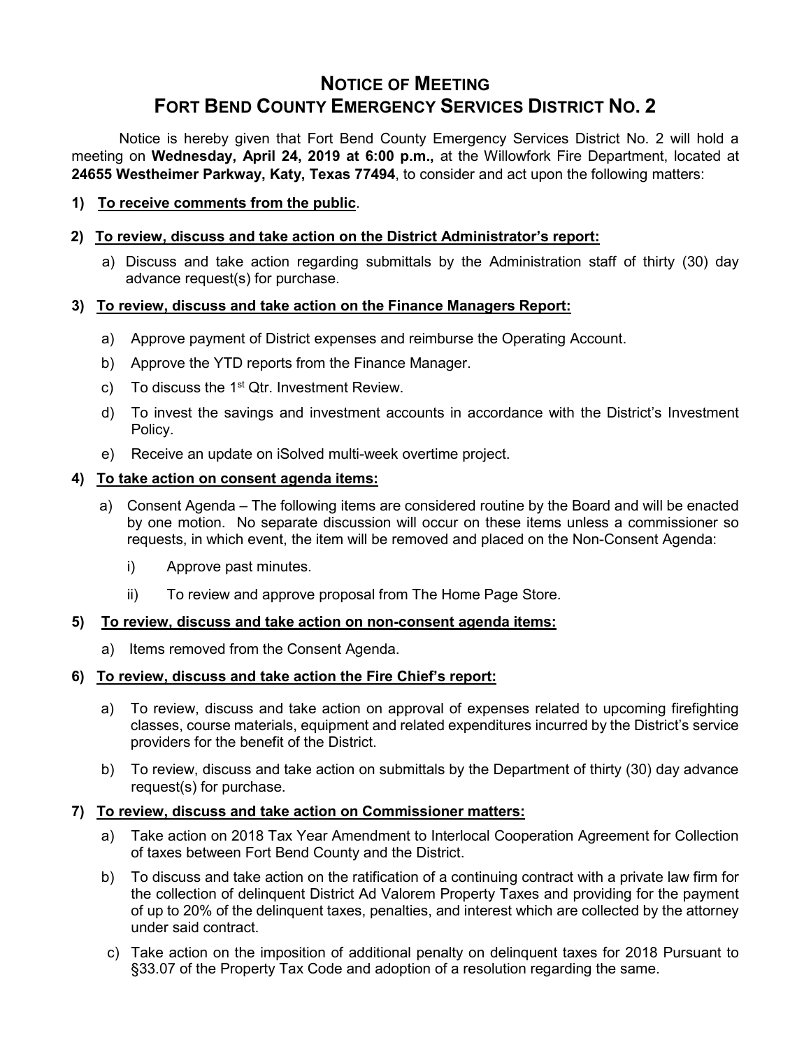# NOTICE OF MEETING
# FORT BEND COUNTY EMERGENCY SERVICES DISTRICT NO. 2

Notice is hereby given that Fort Bend County Emergency Services District No. 2 will hold a meeting on **Wednesday, April 24, 2019 at 6:00 p.m.,** at the Willowfork Fire Department, located at **24655 Westheimer Parkway, Katy, Texas 77494**, to consider and act upon the following matters:

**1) To receive comments from the public**.

**2) To review, discuss and take action on the District Administrator's report:**

a) Discuss and take action regarding submittals by the Administration staff of thirty (30) day advance request(s) for purchase.

**3) To review, discuss and take action on the Finance Managers Report:**

a) Approve payment of District expenses and reimburse the Operating Account.

b) Approve the YTD reports from the Finance Manager.

c) To discuss the 1st Qtr. Investment Review.

d) To invest the savings and investment accounts in accordance with the District's Investment Policy.

e) Receive an update on iSolved multi-week overtime project.

**4) To take action on consent agenda items:**

a) Consent Agenda – The following items are considered routine by the Board and will be enacted by one motion. No separate discussion will occur on these items unless a commissioner so requests, in which event, the item will be removed and placed on the Non-Consent Agenda:

i) Approve past minutes.

ii) To review and approve proposal from The Home Page Store.

**5) To review, discuss and take action on non-consent agenda items:**

a) Items removed from the Consent Agenda.

**6) To review, discuss and take action the Fire Chief's report:**

a) To review, discuss and take action on approval of expenses related to upcoming firefighting classes, course materials, equipment and related expenditures incurred by the District's service providers for the benefit of the District.

b) To review, discuss and take action on submittals by the Department of thirty (30) day advance request(s) for purchase.

**7) To review, discuss and take action on Commissioner matters:**

a) Take action on 2018 Tax Year Amendment to Interlocal Cooperation Agreement for Collection of taxes between Fort Bend County and the District.

b) To discuss and take action on the ratification of a continuing contract with a private law firm for the collection of delinquent District Ad Valorem Property Taxes and providing for the payment of up to 20% of the delinquent taxes, penalties, and interest which are collected by the attorney under said contract.

c) Take action on the imposition of additional penalty on delinquent taxes for 2018 Pursuant to §33.07 of the Property Tax Code and adoption of a resolution regarding the same.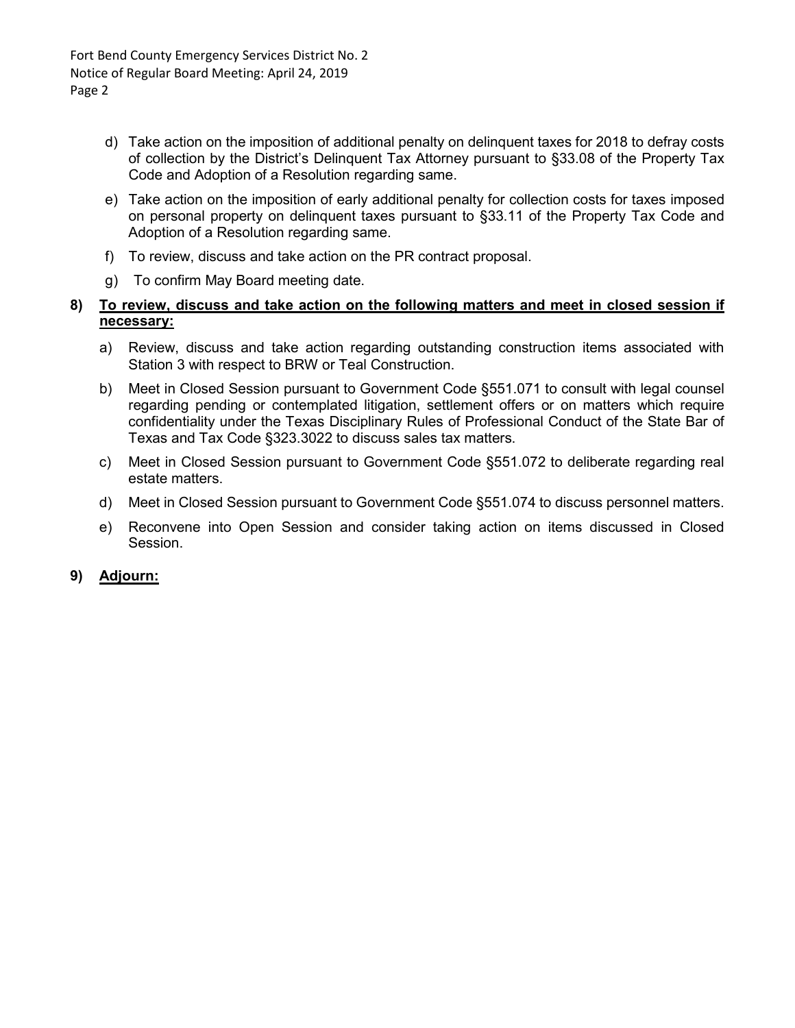d) Take action on the imposition of additional penalty on delinquent taxes for 2018 to defray costs of collection by the District's Delinquent Tax Attorney pursuant to §33.08 of the Property Tax Code and Adoption of a Resolution regarding same.

e) Take action on the imposition of early additional penalty for collection costs for taxes imposed on personal property on delinquent taxes pursuant to §33.11 of the Property Tax Code and Adoption of a Resolution regarding same.

f) To review, discuss and take action on the PR contract proposal.

g) To confirm May Board meeting date.

**8) <u>To review, discuss and take action on the following matters and meet in closed session if necessary:</u>**

a) Review, discuss and take action regarding outstanding construction items associated with Station 3 with respect to BRW or Teal Construction.

b) Meet in Closed Session pursuant to Government Code §551.071 to consult with legal counsel regarding pending or contemplated litigation, settlement offers or on matters which require confidentiality under the Texas Disciplinary Rules of Professional Conduct of the State Bar of Texas and Tax Code §323.3022 to discuss sales tax matters.

c) Meet in Closed Session pursuant to Government Code §551.072 to deliberate regarding real estate matters.

d) Meet in Closed Session pursuant to Government Code §551.074 to discuss personnel matters.

e) Reconvene into Open Session and consider taking action on items discussed in Closed Session.

**9) <u>Adjourn:</u>**